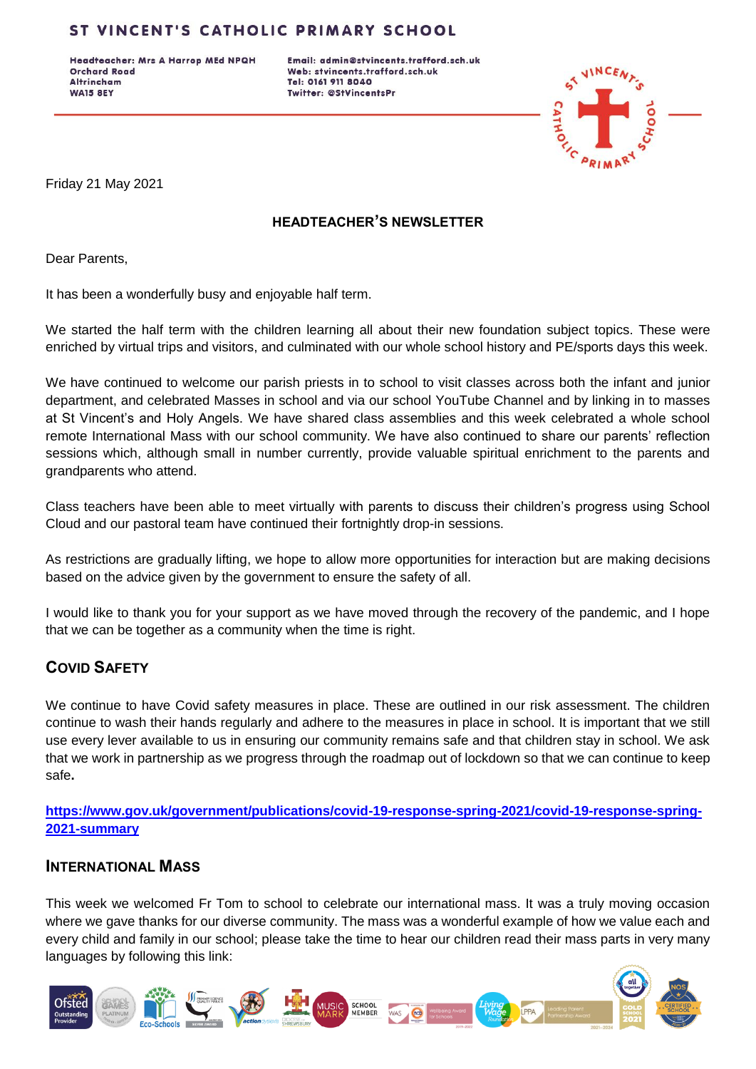# ST VINCENT'S CATHOLIC PRIMARY SCHOOL

**Headteacher: Mrs A Harrop MEd NPQH**
**Orchard Road**
**Altrincham**
**WA15 8EY**

**Email: admin@stvincents.trafford.sch.uk**
**Web: stvincents.trafford.sch.uk**
**Tel: 0161 911 8040**
**Twitter: @StVincentsPr**

Friday 21 May 2021

**HEADTEACHER'S NEWSLETTER**

Dear Parents,

It has been a wonderfully busy and enjoyable half term.

We started the half term with the children learning all about their new foundation subject topics. These were enriched by virtual trips and visitors, and culminated with our whole school history and PE/sports days this week.

We have continued to welcome our parish priests in to school to visit classes across both the infant and junior department, and celebrated Masses in school and via our school YouTube Channel and by linking in to masses at St Vincent's and Holy Angels. We have shared class assemblies and this week celebrated a whole school remote International Mass with our school community. We have also continued to share our parents' reflection sessions which, although small in number currently, provide valuable spiritual enrichment to the parents and grandparents who attend.

Class teachers have been able to meet virtually with parents to discuss their children's progress using School Cloud and our pastoral team have continued their fortnightly drop-in sessions.

As restrictions are gradually lifting, we hope to allow more opportunities for interaction but are making decisions based on the advice given by the government to ensure the safety of all.

I would like to thank you for your support as we have moved through the recovery of the pandemic, and I hope that we can be together as a community when the time is right.

## Covid Safety

We continue to have Covid safety measures in place. These are outlined in our risk assessment. The children continue to wash their hands regularly and adhere to the measures in place in school. It is important that we still use every lever available to us in ensuring our community remains safe and that children stay in school. We ask that we work in partnership as we progress through the roadmap out of lockdown so that we can continue to keep safe.

**https://www.gov.uk/government/publications/covid-19-response-spring-2021/covid-19-response-spring-2021-summary**

## International Mass

This week we welcomed Fr Tom to school to celebrate our international mass. It was a truly moving occasion where we gave thanks for our diverse community. The mass was a wonderful example of how we value each and every child and family in our school; please take the time to hear our children read their mass parts in very many languages by following this link: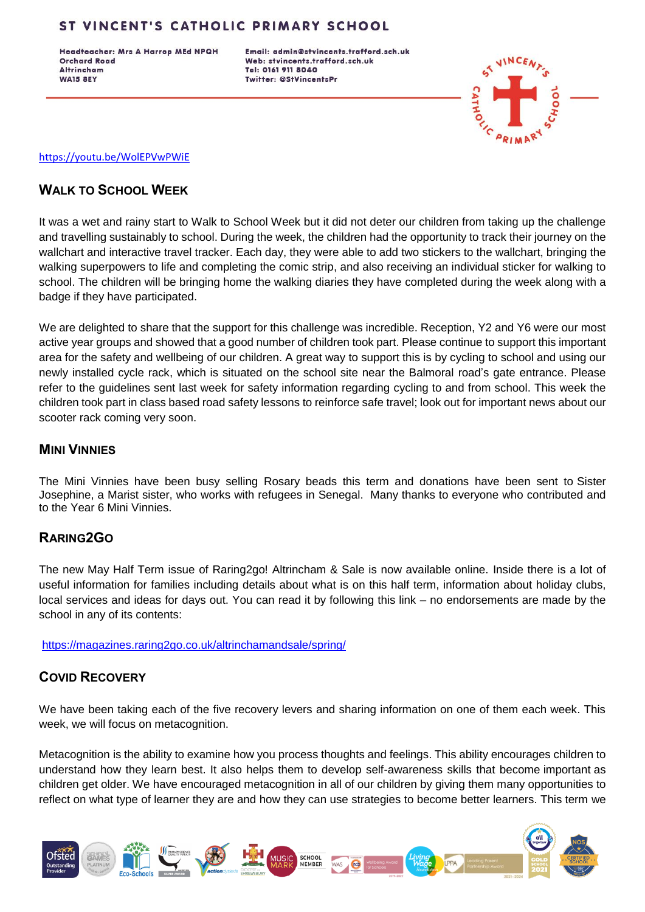https://youtu.be/WolEPVwPWiE

## Walk to School Week

It was a wet and rainy start to Walk to School Week but it did not deter our children from taking up the challenge and travelling sustainably to school. During the week, the children had the opportunity to track their journey on the wallchart and interactive travel tracker. Each day, they were able to add two stickers to the wallchart, bringing the walking superpowers to life and completing the comic strip, and also receiving an individual sticker for walking to school. The children will be bringing home the walking diaries they have completed during the week along with a badge if they have participated.

We are delighted to share that the support for this challenge was incredible. Reception, Y2 and Y6 were our most active year groups and showed that a good number of children took part. Please continue to support this important area for the safety and wellbeing of our children. A great way to support this is by cycling to school and using our newly installed cycle rack, which is situated on the school site near the Balmoral road's gate entrance. Please refer to the guidelines sent last week for safety information regarding cycling to and from school. This week the children took part in class based road safety lessons to reinforce safe travel; look out for important news about our scooter rack coming very soon.

## Mini Vinnies

The Mini Vinnies have been busy selling Rosary beads this term and donations have been sent to Sister Josephine, a Marist sister, who works with refugees in Senegal. Many thanks to everyone who contributed and to the Year 6 Mini Vinnies.

## Raring2Go

The new May Half Term issue of Raring2go! Altrincham & Sale is now available online. Inside there is a lot of useful information for families including details about what is on this half term, information about holiday clubs, local services and ideas for days out. You can read it by following this link – no endorsements are made by the school in any of its contents:

https://magazines.raring2go.co.uk/altrinchamandsale/spring/

## Covid Recovery

We have been taking each of the five recovery levers and sharing information on one of them each week. This week, we will focus on metacognition.

Metacognition is the ability to examine how you process thoughts and feelings. This ability encourages children to understand how they learn best. It also helps them to develop self-awareness skills that become important as children get older. We have encouraged metacognition in all of our children by giving them many opportunities to reflect on what type of learner they are and how they can use strategies to become better learners. This term we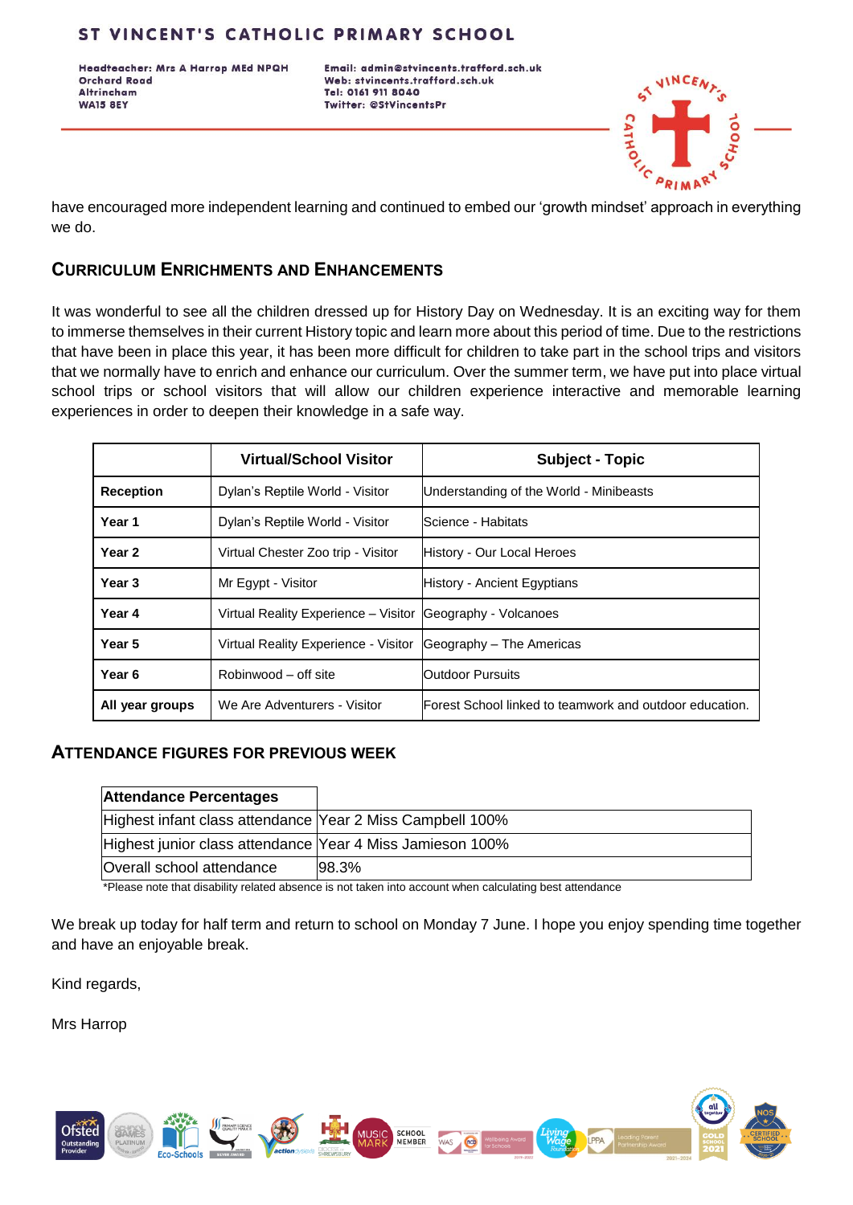have encouraged more independent learning and continued to embed our 'growth mindset' approach in everything we do.

## Curriculum Enrichments and Enhancements

It was wonderful to see all the children dressed up for History Day on Wednesday. It is an exciting way for them to immerse themselves in their current History topic and learn more about this period of time. Due to the restrictions that have been in place this year, it has been more difficult for children to take part in the school trips and visitors that we normally have to enrich and enhance our curriculum. Over the summer term, we have put into place virtual school trips or school visitors that will allow our children experience interactive and memorable learning experiences in order to deepen their knowledge in a safe way.

| | Virtual/School Visitor | Subject - Topic |
|---|---|---|
| **Reception** | Dylan's Reptile World - Visitor | Understanding of the World - Minibeasts |
| **Year 1** | Dylan's Reptile World - Visitor | Science - Habitats |
| **Year 2** | Virtual Chester Zoo trip - Visitor | History - Our Local Heroes |
| **Year 3** | Mr Egypt - Visitor | History - Ancient Egyptians |
| **Year 4** | Virtual Reality Experience – Visitor | Geography - Volcanoes |
| **Year 5** | Virtual Reality Experience - Visitor | Geography – The Americas |
| **Year 6** | Robinwood – off site | Outdoor Pursuits |
| **All year groups** | We Are Adventurers - Visitor | Forest School linked to teamwork and outdoor education. |

## Attendance Figures for Previous Week

| **Attendance Percentages** | |
|---|---|
| Highest infant class attendance | Year 2 Miss Campbell 100% |
| Highest junior class attendance | Year 4 Miss Jamieson 100% |
| Overall school attendance | 98.3% |

*Please note that disability related absence is not taken into account when calculating best attendance

We break up today for half term and return to school on Monday 7 June. I hope you enjoy spending time together and have an enjoyable break.

Kind regards,

Mrs Harrop